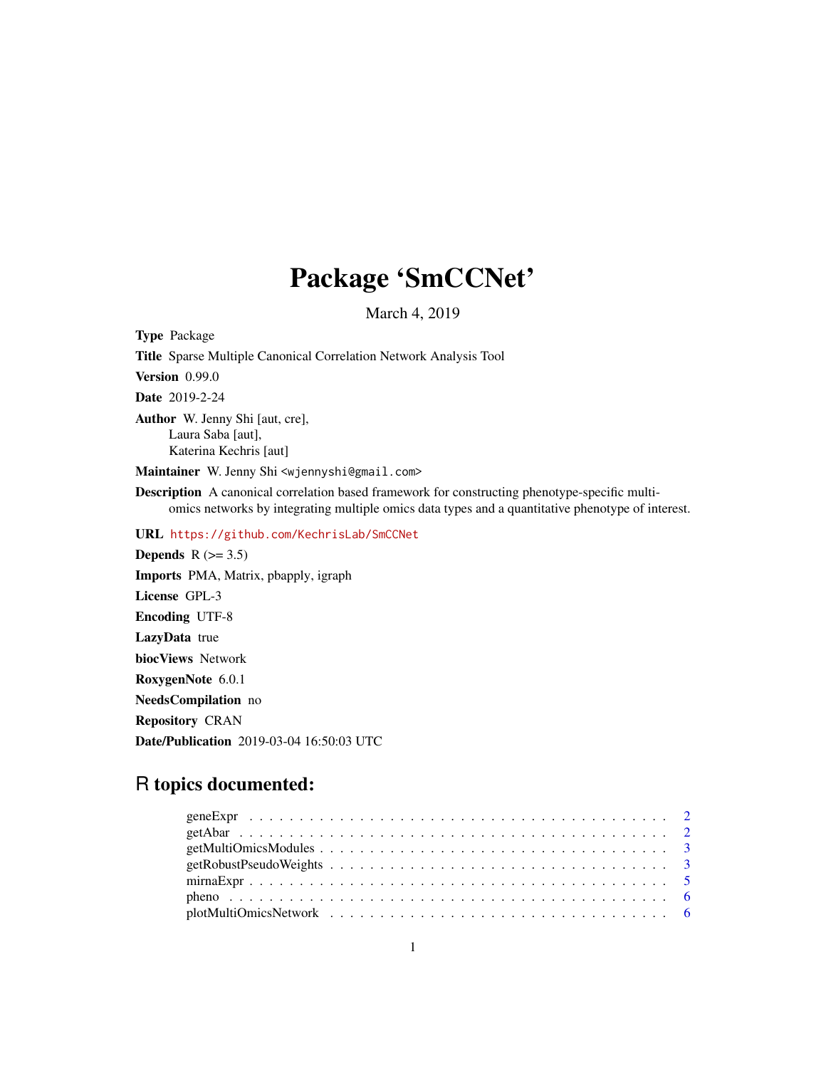# Package 'SmCCNet'

March 4, 2019

**Type** Package

**Title** Sparse Multiple Canonical Correlation Network Analysis Tool

**Version** 0.99.0

**Date** 2019-2-24

**Author** W. Jenny Shi [aut, cre],
Laura Saba [aut],
Katerina Kechris [aut]

**Maintainer** W. Jenny Shi <wjennyshi@gmail.com>

**Description** A canonical correlation based framework for constructing phenotype-specific multi-omics networks by integrating multiple omics data types and a quantitative phenotype of interest.

**URL** https://github.com/KechrisLab/SmCCNet

**Depends** R (>= 3.5)

**Imports** PMA, Matrix, pbapply, igraph

**License** GPL-3

**Encoding** UTF-8

**LazyData** true

**biocViews** Network

**RoxygenNote** 6.0.1

**NeedsCompilation** no

**Repository** CRAN

**Date/Publication** 2019-03-04 16:50:03 UTC

## R topics documented:

- geneExpr . . . . . . . . . . . . . . . . . . . . . . . . . . . . . . . . . . . . . . . . . . 2
- getAbar . . . . . . . . . . . . . . . . . . . . . . . . . . . . . . . . . . . . . . . . . . 2
- getMultiOmicsModules . . . . . . . . . . . . . . . . . . . . . . . . . . . . . . . . . . . 3
- getRobustPseudoWeights . . . . . . . . . . . . . . . . . . . . . . . . . . . . . . . . . . 3
- mirnaExpr . . . . . . . . . . . . . . . . . . . . . . . . . . . . . . . . . . . . . . . . . 5
- pheno . . . . . . . . . . . . . . . . . . . . . . . . . . . . . . . . . . . . . . . . . . . 6
- plotMultiOmicsNetwork . . . . . . . . . . . . . . . . . . . . . . . . . . . . . . . . . . 6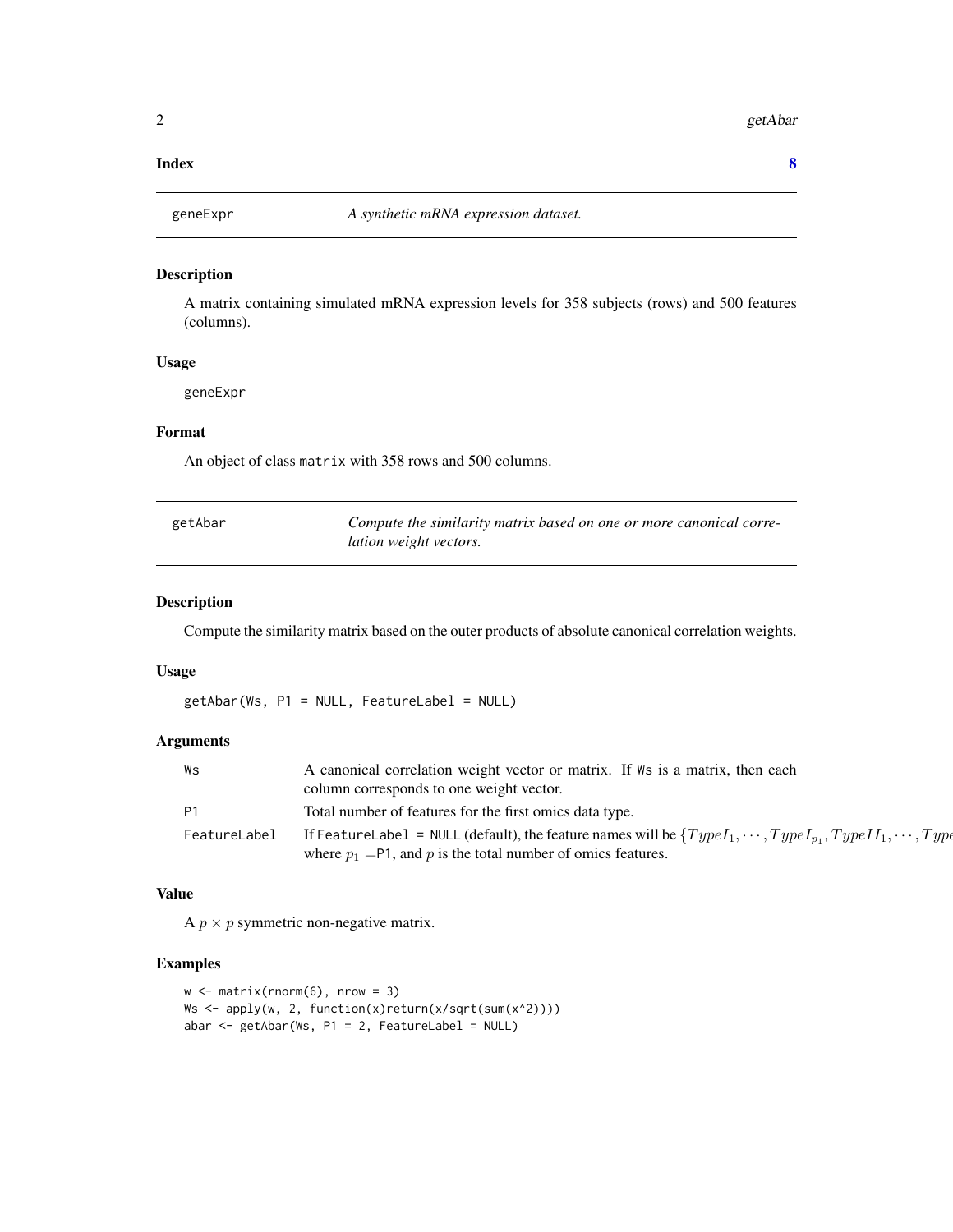**Index** **8**

---

## geneExpr — *A synthetic mRNA expression dataset.*

### Description

A matrix containing simulated mRNA expression levels for 358 subjects (rows) and 500 features (columns).

### Usage

```
geneExpr
```

### Format

An object of class `matrix` with 358 rows and 500 columns.

---

## getAbar — *Compute the similarity matrix based on one or more canonical correlation weight vectors.*

### Description

Compute the similarity matrix based on the outer products of absolute canonical correlation weights.

### Usage

```
getAbar(Ws, P1 = NULL, FeatureLabel = NULL)
```

### Arguments

| | |
|---|---|
| `Ws` | A canonical correlation weight vector or matrix. If `Ws` is a matrix, then each column corresponds to one weight vector. |
| `P1` | Total number of features for the first omics data type. |
| `FeatureLabel` | If `FeatureLabel = NULL` (default), the feature names will be $\{TypeI_1, \cdots, TypeI_{p_1}, TypeII_1, \cdots, Type$ where $p_1 =$`P1`, and $p$ is the total number of omics features. |

### Value

A $p \times p$ symmetric non-negative matrix.

### Examples

```
w <- matrix(rnorm(6), nrow = 3)
Ws <- apply(w, 2, function(x)return(x/sqrt(sum(x^2))))
abar <- getAbar(Ws, P1 = 2, FeatureLabel = NULL)
```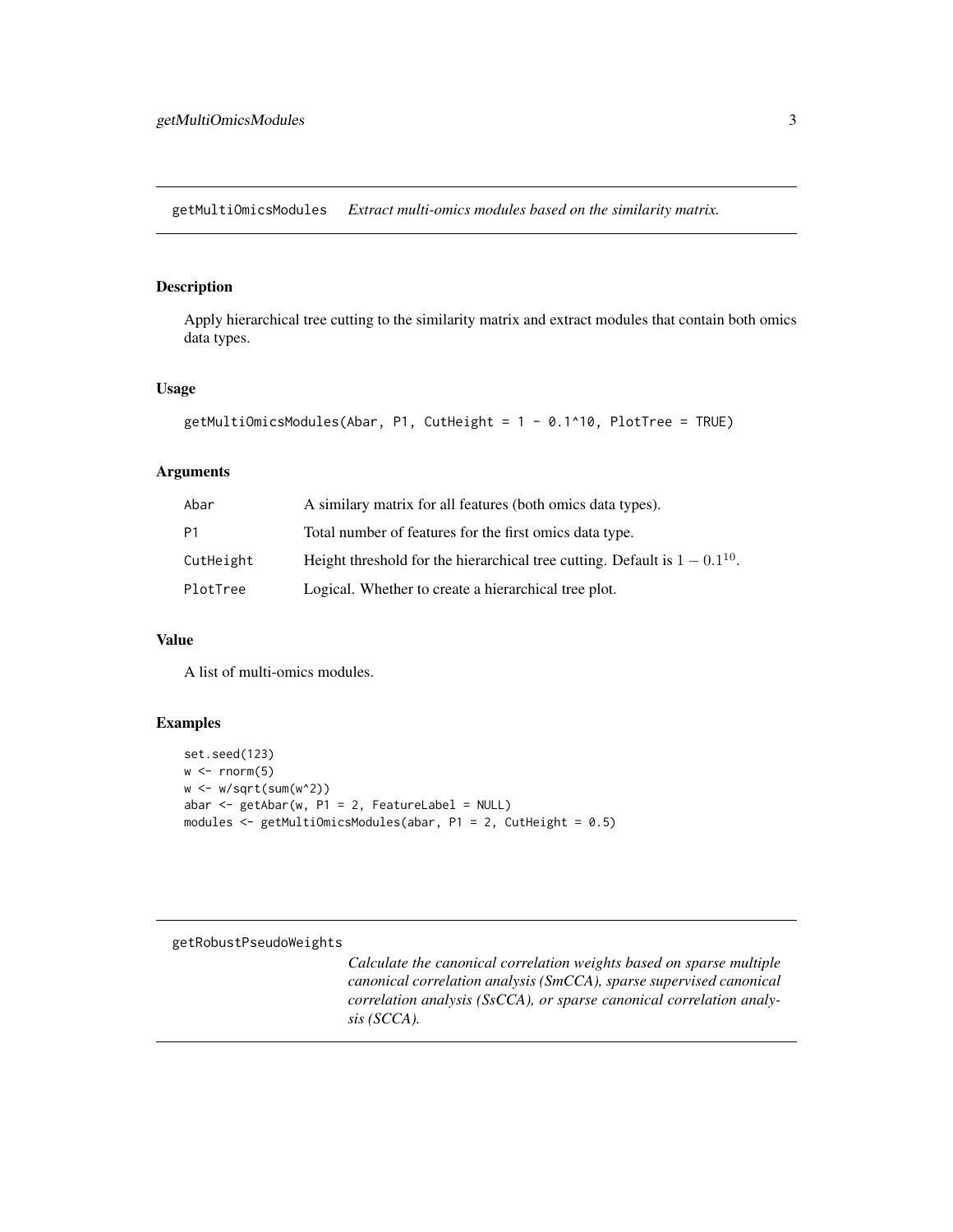## getMultiOmicsModules    *Extract multi-omics modules based on the similarity matrix.*

### Description

Apply hierarchical tree cutting to the similarity matrix and extract modules that contain both omics data types.

### Usage

```
getMultiOmicsModules(Abar, P1, CutHeight = 1 - 0.1^10, PlotTree = TRUE)
```

### Arguments

| | |
|---|---|
| Abar | A similary matrix for all features (both omics data types). |
| P1 | Total number of features for the first omics data type. |
| CutHeight | Height threshold for the hierarchical tree cutting. Default is $1 - 0.1^{10}$. |
| PlotTree | Logical. Whether to create a hierarchical tree plot. |

### Value

A list of multi-omics modules.

### Examples

```
set.seed(123)
w <- rnorm(5)
w <- w/sqrt(sum(w^2))
abar <- getAbar(w, P1 = 2, FeatureLabel = NULL)
modules <- getMultiOmicsModules(abar, P1 = 2, CutHeight = 0.5)
```

## getRobustPseudoWeights    *Calculate the canonical correlation weights based on sparse multiple canonical correlation analysis (SmCCA), sparse supervised canonical correlation analysis (SsCCA), or sparse canonical correlation analysis (SCCA).*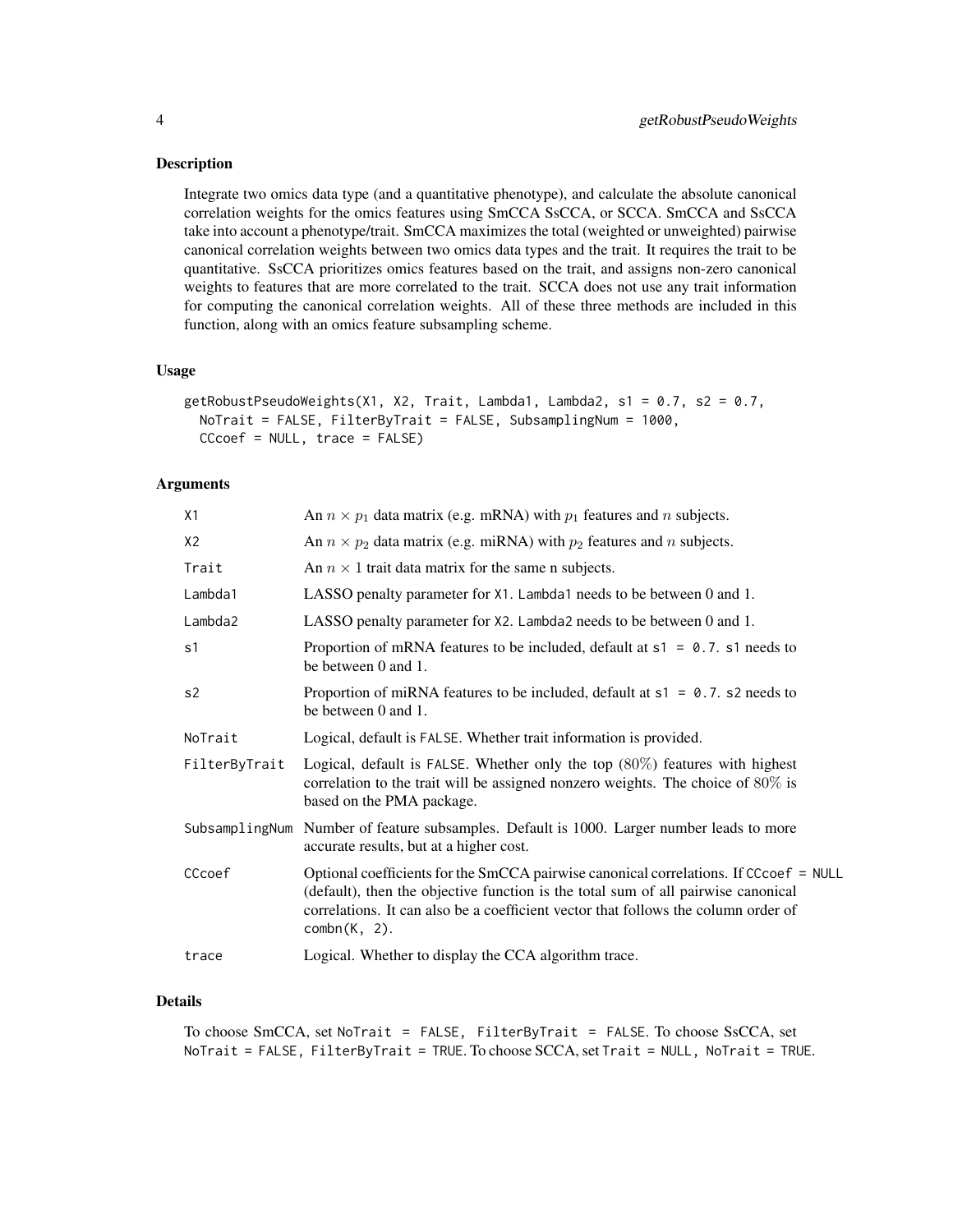## Description

Integrate two omics data type (and a quantitative phenotype), and calculate the absolute canonical correlation weights for the omics features using SmCCA SsCCA, or SCCA. SmCCA and SsCCA take into account a phenotype/trait. SmCCA maximizes the total (weighted or unweighted) pairwise canonical correlation weights between two omics data types and the trait. It requires the trait to be quantitative. SsCCA prioritizes omics features based on the trait, and assigns non-zero canonical weights to features that are more correlated to the trait. SCCA does not use any trait information for computing the canonical correlation weights. All of these three methods are included in this function, along with an omics feature subsampling scheme.

## Usage

```
getRobustPseudoWeights(X1, X2, Trait, Lambda1, Lambda2, s1 = 0.7, s2 = 0.7,
  NoTrait = FALSE, FilterByTrait = FALSE, SubsamplingNum = 1000,
  CCcoef = NULL, trace = FALSE)
```

## Arguments

| | |
|---|---|
| X1 | An $n \times p_1$ data matrix (e.g. mRNA) with $p_1$ features and $n$ subjects. |
| X2 | An $n \times p_2$ data matrix (e.g. miRNA) with $p_2$ features and $n$ subjects. |
| Trait | An $n \times 1$ trait data matrix for the same n subjects. |
| Lambda1 | LASSO penalty parameter for `X1`. `Lambda1` needs to be between 0 and 1. |
| Lambda2 | LASSO penalty parameter for `X2`. `Lambda2` needs to be between 0 and 1. |
| s1 | Proportion of mRNA features to be included, default at `s1 = 0.7`. `s1` needs to be between 0 and 1. |
| s2 | Proportion of miRNA features to be included, default at `s1 = 0.7`. `s2` needs to be between 0 and 1. |
| NoTrait | Logical, default is `FALSE`. Whether trait information is provided. |
| FilterByTrait | Logical, default is `FALSE`. Whether only the top $(80\%)$ features with highest correlation to the trait will be assigned nonzero weights. The choice of $80\%$ is based on the PMA package. |
| SubsamplingNum | Number of feature subsamples. Default is 1000. Larger number leads to more accurate results, but at a higher cost. |
| CCcoef | Optional coefficients for the SmCCA pairwise canonical correlations. If `CCcoef = NULL` (default), then the objective function is the total sum of all pairwise canonical correlations. It can also be a coefficient vector that follows the column order of `combn(K, 2)`. |
| trace | Logical. Whether to display the CCA algorithm trace. |

## Details

To choose SmCCA, set `NoTrait = FALSE, FilterByTrait = FALSE`. To choose SsCCA, set `NoTrait = FALSE, FilterByTrait = TRUE`. To choose SCCA, set `Trait = NULL, NoTrait = TRUE`.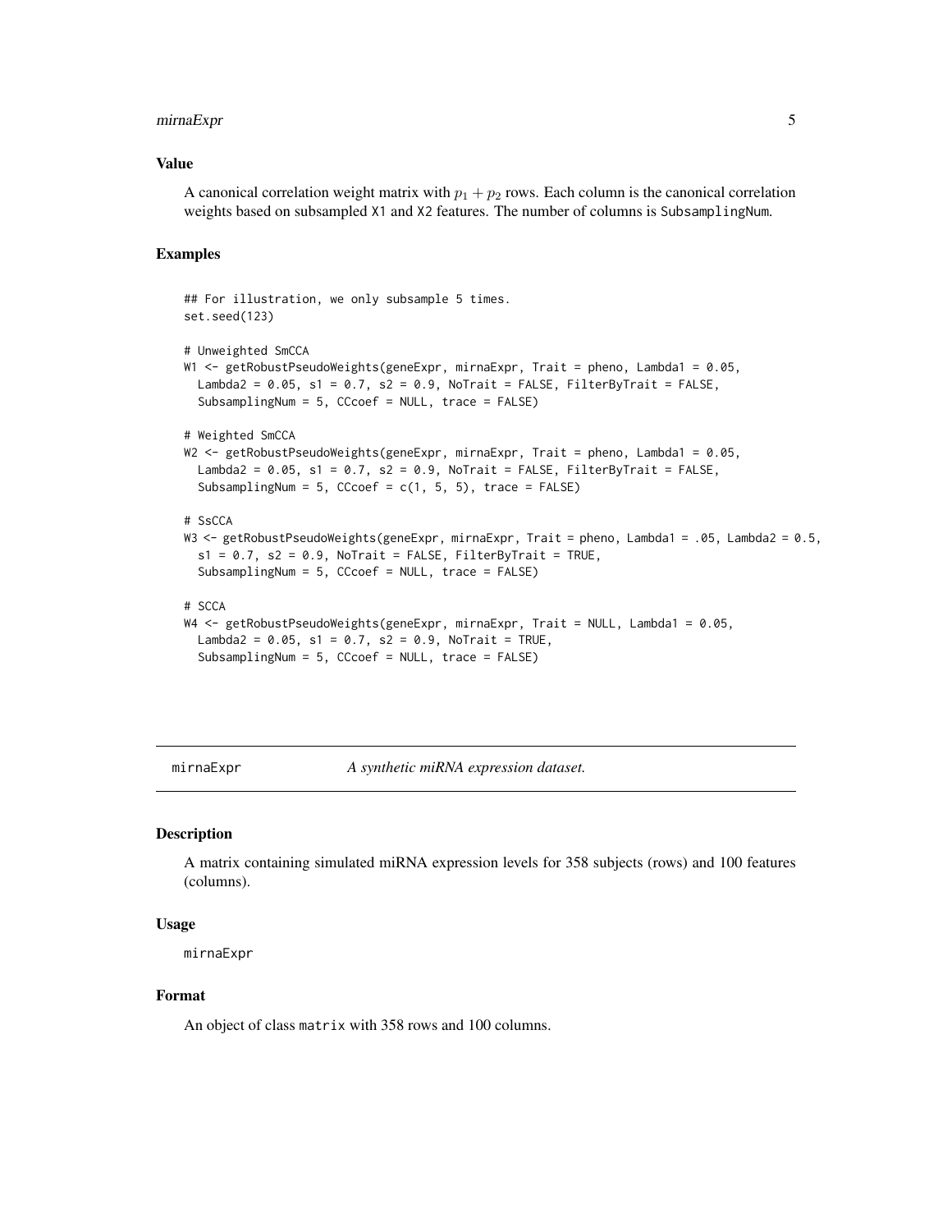### Value

A canonical correlation weight matrix with $p_1 + p_2$ rows. Each column is the canonical correlation weights based on subsampled X1 and X2 features. The number of columns is SubsamplingNum.

### Examples

```
## For illustration, we only subsample 5 times.
set.seed(123)

# Unweighted SmCCA
W1 <- getRobustPseudoWeights(geneExpr, mirnaExpr, Trait = pheno, Lambda1 = 0.05,
  Lambda2 = 0.05, s1 = 0.7, s2 = 0.9, NoTrait = FALSE, FilterByTrait = FALSE,
  SubsamplingNum = 5, CCcoef = NULL, trace = FALSE)

# Weighted SmCCA
W2 <- getRobustPseudoWeights(geneExpr, mirnaExpr, Trait = pheno, Lambda1 = 0.05,
  Lambda2 = 0.05, s1 = 0.7, s2 = 0.9, NoTrait = FALSE, FilterByTrait = FALSE,
  SubsamplingNum = 5, CCcoef = c(1, 5, 5), trace = FALSE)

# SsCCA
W3 <- getRobustPseudoWeights(geneExpr, mirnaExpr, Trait = pheno, Lambda1 = .05, Lambda2 = 0.5,
  s1 = 0.7, s2 = 0.9, NoTrait = FALSE, FilterByTrait = TRUE,
  SubsamplingNum = 5, CCcoef = NULL, trace = FALSE)

# SCCA
W4 <- getRobustPseudoWeights(geneExpr, mirnaExpr, Trait = NULL, Lambda1 = 0.05,
  Lambda2 = 0.05, s1 = 0.7, s2 = 0.9, NoTrait = TRUE,
  SubsamplingNum = 5, CCcoef = NULL, trace = FALSE)
```

---

## mirnaExpr — *A synthetic miRNA expression dataset.*

### Description

A matrix containing simulated miRNA expression levels for 358 subjects (rows) and 100 features (columns).

### Usage

```
mirnaExpr
```

### Format

An object of class matrix with 358 rows and 100 columns.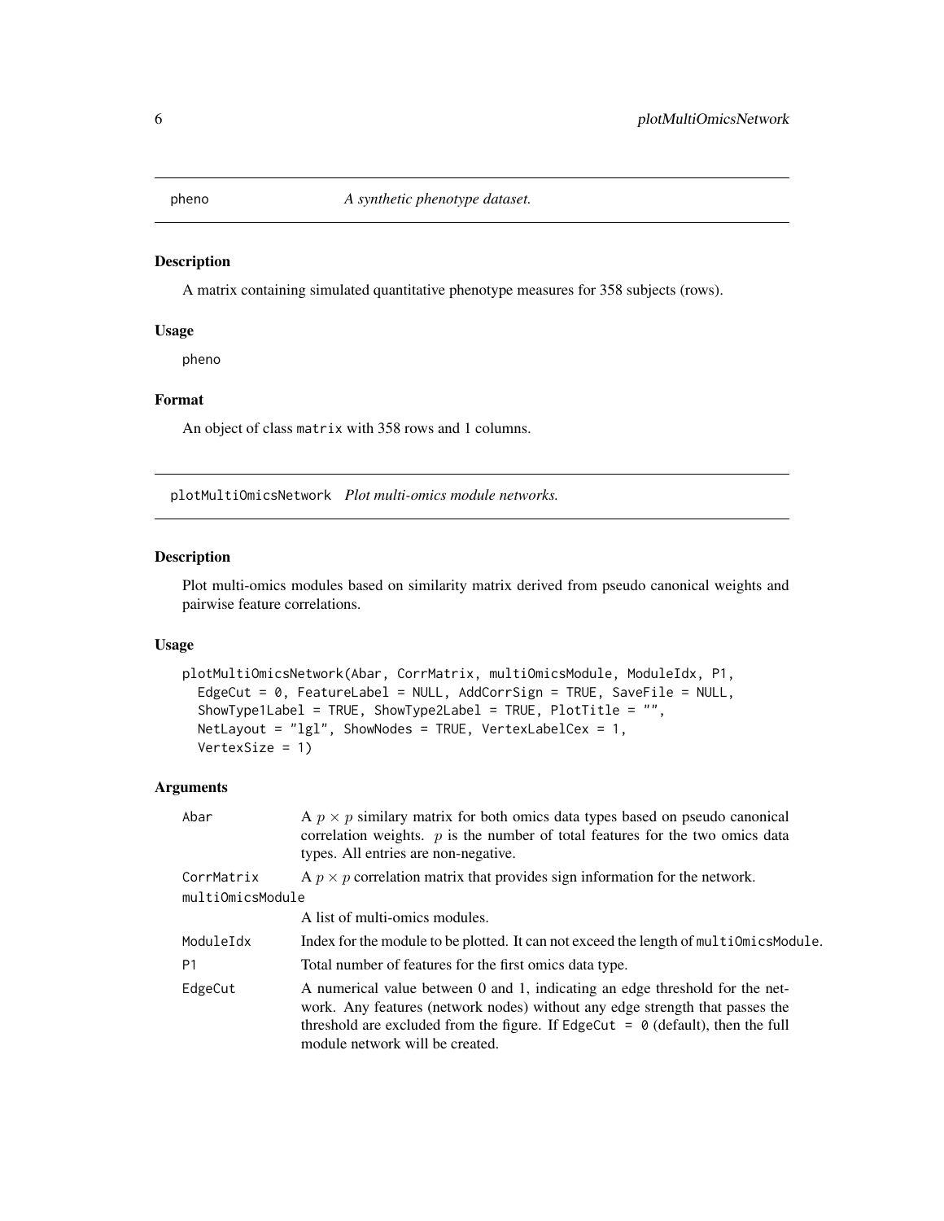## pheno — *A synthetic phenotype dataset.*

### Description

A matrix containing simulated quantitative phenotype measures for 358 subjects (rows).

### Usage

```
pheno
```

### Format

An object of class `matrix` with 358 rows and 1 columns.

## plotMultiOmicsNetwork — *Plot multi-omics module networks.*

### Description

Plot multi-omics modules based on similarity matrix derived from pseudo canonical weights and pairwise feature correlations.

### Usage

```
plotMultiOmicsNetwork(Abar, CorrMatrix, multiOmicsModule, ModuleIdx, P1,
  EdgeCut = 0, FeatureLabel = NULL, AddCorrSign = TRUE, SaveFile = NULL,
  ShowType1Label = TRUE, ShowType2Label = TRUE, PlotTitle = "",
  NetLayout = "lgl", ShowNodes = TRUE, VertexLabelCex = 1,
  VertexSize = 1)
```

### Arguments

| Argument | Description |
|---|---|
| `Abar` | A $p \times p$ similary matrix for both omics data types based on pseudo canonical correlation weights. $p$ is the number of total features for the two omics data types. All entries are non-negative. |
| `CorrMatrix` | A $p \times p$ correlation matrix that provides sign information for the network. |
| `multiOmicsModule` | A list of multi-omics modules. |
| `ModuleIdx` | Index for the module to be plotted. It can not exceed the length of `multiOmicsModule`. |
| `P1` | Total number of features for the first omics data type. |
| `EdgeCut` | A numerical value between 0 and 1, indicating an edge threshold for the network. Any features (network nodes) without any edge strength that passes the threshold are excluded from the figure. If `EdgeCut = 0` (default), then the full module network will be created. |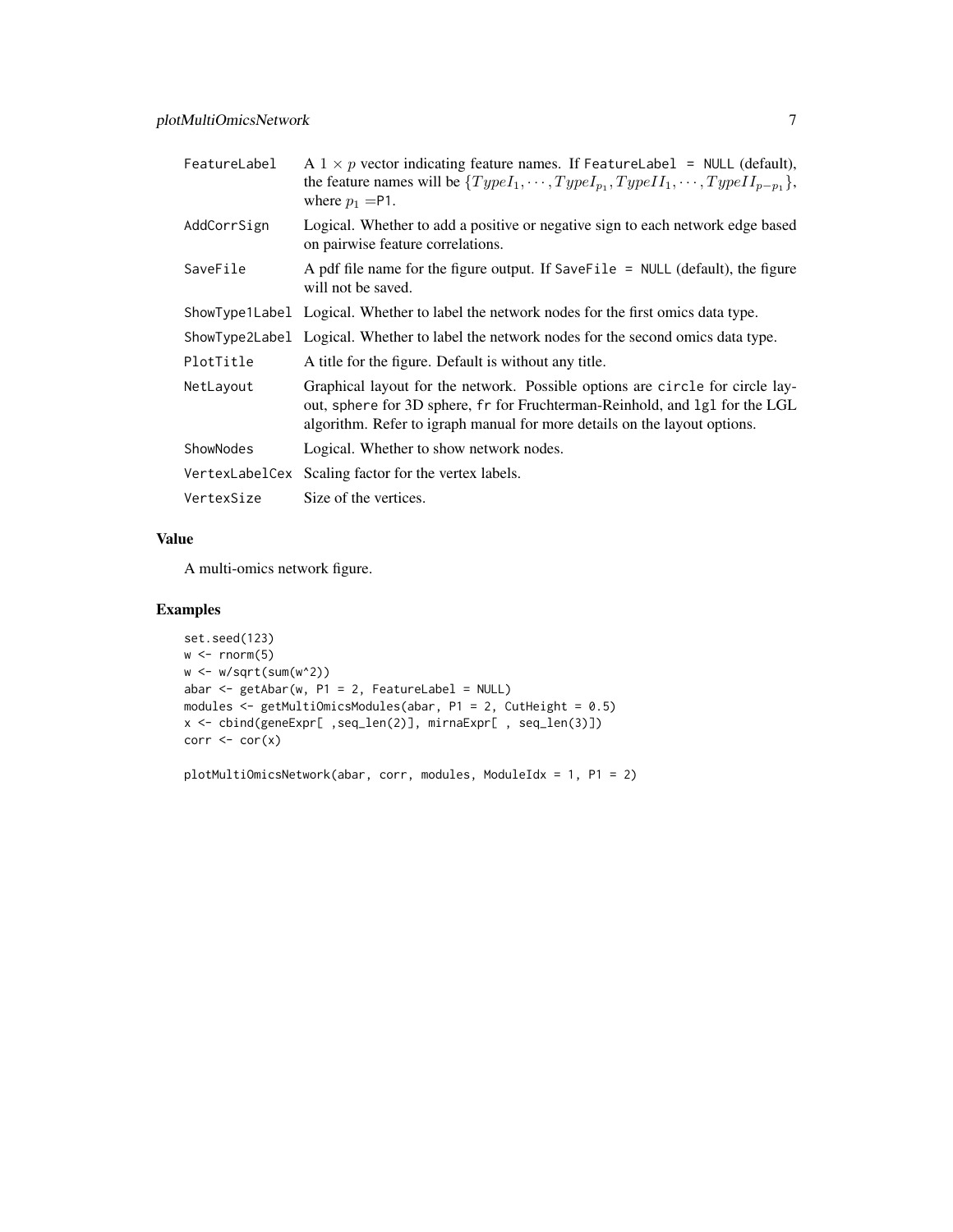| | |
|---|---|
| FeatureLabel | A $1 \times p$ vector indicating feature names. If FeatureLabel = NULL (default), the feature names will be $\{TypeI_1, \cdots, TypeI_{p_1}, TypeII_1, \cdots, TypeII_{p-p_1}\}$, where $p_1$ =P1. |
| AddCorrSign | Logical. Whether to add a positive or negative sign to each network edge based on pairwise feature correlations. |
| SaveFile | A pdf file name for the figure output. If SaveFile = NULL (default), the figure will not be saved. |
| ShowType1Label | Logical. Whether to label the network nodes for the first omics data type. |
| ShowType2Label | Logical. Whether to label the network nodes for the second omics data type. |
| PlotTitle | A title for the figure. Default is without any title. |
| NetLayout | Graphical layout for the network. Possible options are circle for circle layout, sphere for 3D sphere, fr for Fruchterman-Reinhold, and lgl for the LGL algorithm. Refer to igraph manual for more details on the layout options. |
| ShowNodes | Logical. Whether to show network nodes. |
| VertexLabelCex | Scaling factor for the vertex labels. |
| VertexSize | Size of the vertices. |

## Value

A multi-omics network figure.

## Examples

```
set.seed(123)
w <- rnorm(5)
w <- w/sqrt(sum(w^2))
abar <- getAbar(w, P1 = 2, FeatureLabel = NULL)
modules <- getMultiOmicsModules(abar, P1 = 2, CutHeight = 0.5)
x <- cbind(geneExpr[ ,seq_len(2)], mirnaExpr[ , seq_len(3)])
corr <- cor(x)

plotMultiOmicsNetwork(abar, corr, modules, ModuleIdx = 1, P1 = 2)
```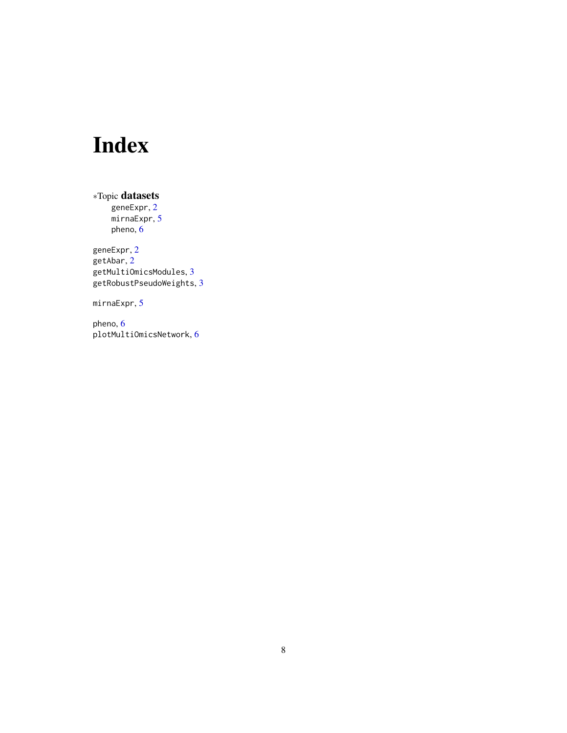# Index

∗Topic **datasets**

- geneExpr, 2
- mirnaExpr, 5
- pheno, 6

geneExpr, 2
getAbar, 2
getMultiOmicsModules, 3
getRobustPseudoWeights, 3

mirnaExpr, 5

pheno, 6
plotMultiOmicsNetwork, 6